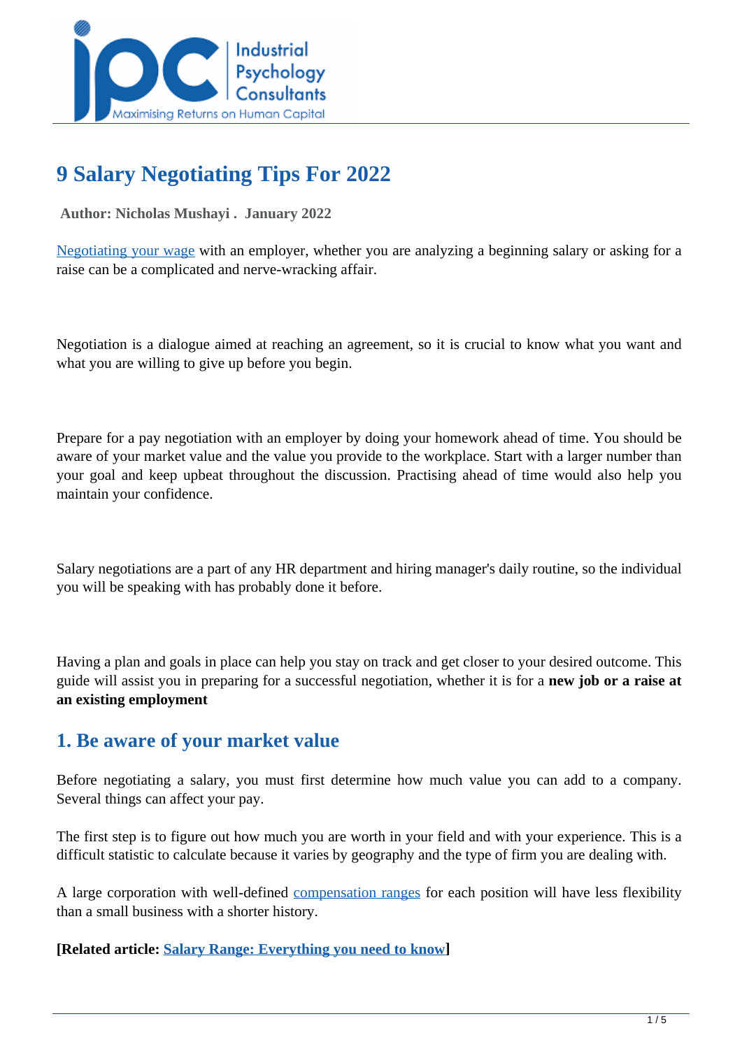# 9 Salary Negotiating Tips For 2022

**Author: Nicholas Mushayi . January 2022**

Negotiating your wage with an employer, whether you are analyzing a beginning salary or asking for a raise can be a complicated and nerve-wracking affair.

Negotiation is a dialogue aimed at reaching an agreement, so it is crucial to know what you want and what you are willing to give up before you begin.

Prepare for a pay negotiation with an employer by doing your homework ahead of time. You should be aware of your market value and the value you provide to the workplace. Start with a larger number than your goal and keep upbeat throughout the discussion. Practising ahead of time would also help you maintain your confidence.

Salary negotiations are a part of any HR department and hiring manager's daily routine, so the individual you will be speaking with has probably done it before.

Having a plan and goals in place can help you stay on track and get closer to your desired outcome. This guide will assist you in preparing for a successful negotiation, whether it is for a **new job or a raise at an existing employment**

## 1. Be aware of your market value

Before negotiating a salary, you must first determine how much value you can add to a company. Several things can affect your pay.

The first step is to figure out how much you are worth in your field and with your experience. This is a difficult statistic to calculate because it varies by geography and the type of firm you are dealing with.

A large corporation with well-defined compensation ranges for each position will have less flexibility than a small business with a shorter history.

**[Related article: Salary Range: Everything you need to know]**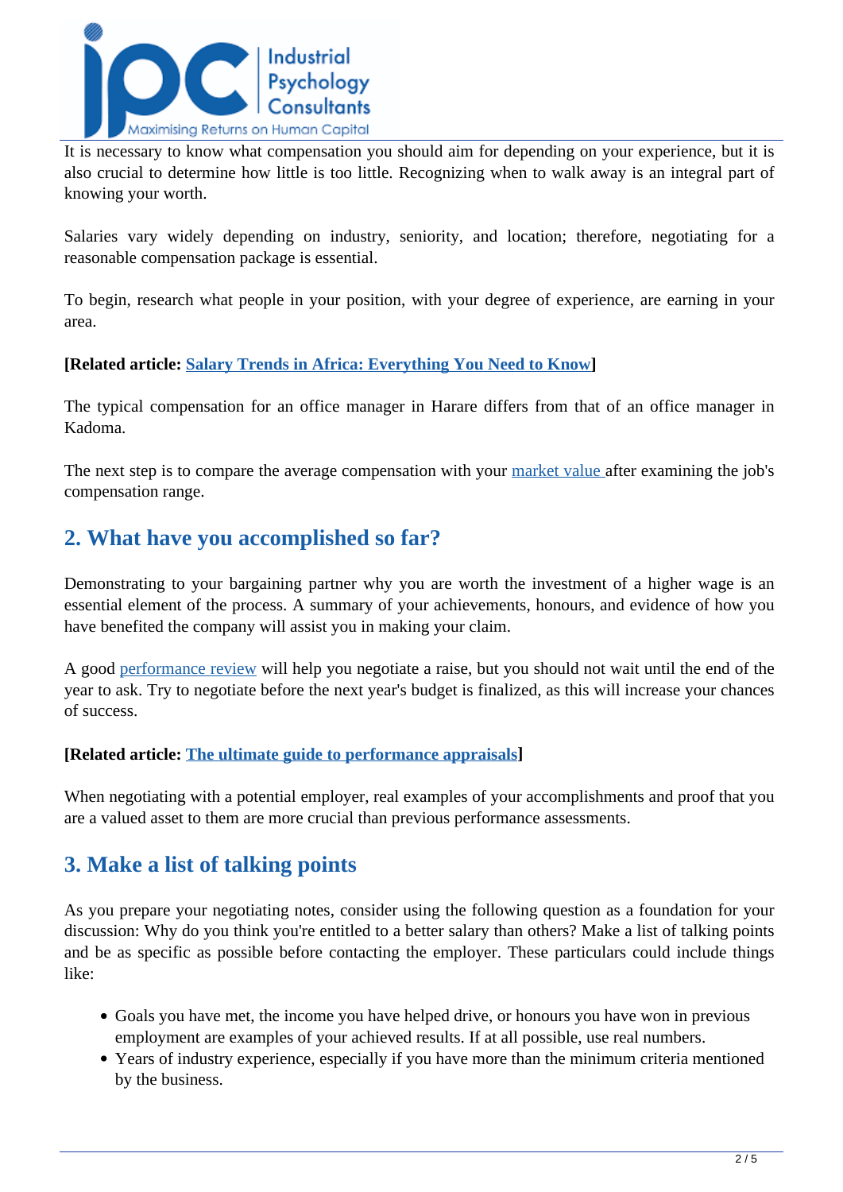It is necessary to know what compensation you should aim for depending on your experience, but it is also crucial to determine how little is too little. Recognizing when to walk away is an integral part of knowing your worth.

Salaries vary widely depending on industry, seniority, and location; therefore, negotiating for a reasonable compensation package is essential.

To begin, research what people in your position, with your degree of experience, are earning in your area.

**[Related article: Salary Trends in Africa: Everything You Need to Know]**

The typical compensation for an office manager in Harare differs from that of an office manager in Kadoma.

The next step is to compare the average compensation with your market value after examining the job's compensation range.

## 2. What have you accomplished so far?

Demonstrating to your bargaining partner why you are worth the investment of a higher wage is an essential element of the process. A summary of your achievements, honours, and evidence of how you have benefited the company will assist you in making your claim.

A good performance review will help you negotiate a raise, but you should not wait until the end of the year to ask. Try to negotiate before the next year's budget is finalized, as this will increase your chances of success.

**[Related article: The ultimate guide to performance appraisals]**

When negotiating with a potential employer, real examples of your accomplishments and proof that you are a valued asset to them are more crucial than previous performance assessments.

## 3. Make a list of talking points

As you prepare your negotiating notes, consider using the following question as a foundation for your discussion: Why do you think you're entitled to a better salary than others? Make a list of talking points and be as specific as possible before contacting the employer. These particulars could include things like:

- Goals you have met, the income you have helped drive, or honours you have won in previous employment are examples of your achieved results. If at all possible, use real numbers.
- Years of industry experience, especially if you have more than the minimum criteria mentioned by the business.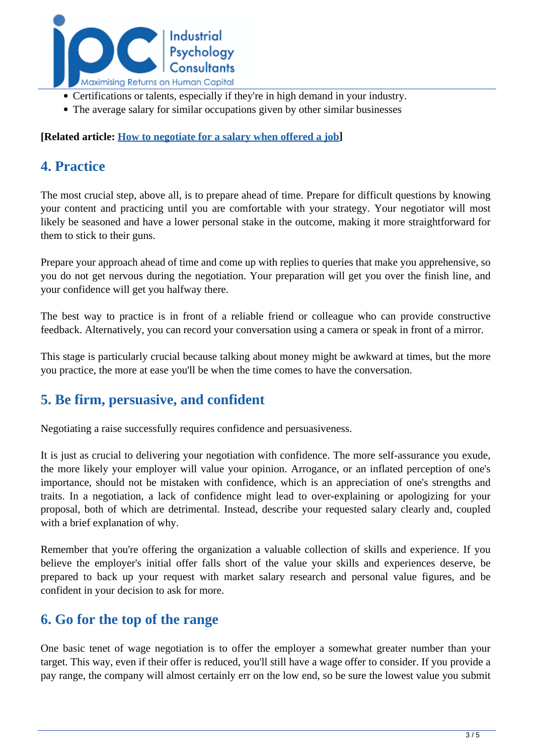- Certifications or talents, especially if they're in high demand in your industry.
- The average salary for similar occupations given by other similar businesses

**[Related article: [How to negotiate for a salary when offered a job](#)]**

## 4. Practice

The most crucial step, above all, is to prepare ahead of time. Prepare for difficult questions by knowing your content and practicing until you are comfortable with your strategy. Your negotiator will most likely be seasoned and have a lower personal stake in the outcome, making it more straightforward for them to stick to their guns.

Prepare your approach ahead of time and come up with replies to queries that make you apprehensive, so you do not get nervous during the negotiation. Your preparation will get you over the finish line, and your confidence will get you halfway there.

The best way to practice is in front of a reliable friend or colleague who can provide constructive feedback. Alternatively, you can record your conversation using a camera or speak in front of a mirror.

This stage is particularly crucial because talking about money might be awkward at times, but the more you practice, the more at ease you'll be when the time comes to have the conversation.

## 5. Be firm, persuasive, and confident

Negotiating a raise successfully requires confidence and persuasiveness.

It is just as crucial to delivering your negotiation with confidence. The more self-assurance you exude, the more likely your employer will value your opinion. Arrogance, or an inflated perception of one's importance, should not be mistaken with confidence, which is an appreciation of one's strengths and traits. In a negotiation, a lack of confidence might lead to over-explaining or apologizing for your proposal, both of which are detrimental. Instead, describe your requested salary clearly and, coupled with a brief explanation of why.

Remember that you're offering the organization a valuable collection of skills and experience. If you believe the employer's initial offer falls short of the value your skills and experiences deserve, be prepared to back up your request with market salary research and personal value figures, and be confident in your decision to ask for more.

## 6. Go for the top of the range

One basic tenet of wage negotiation is to offer the employer a somewhat greater number than your target. This way, even if their offer is reduced, you'll still have a wage offer to consider. If you provide a pay range, the company will almost certainly err on the low end, so be sure the lowest value you submit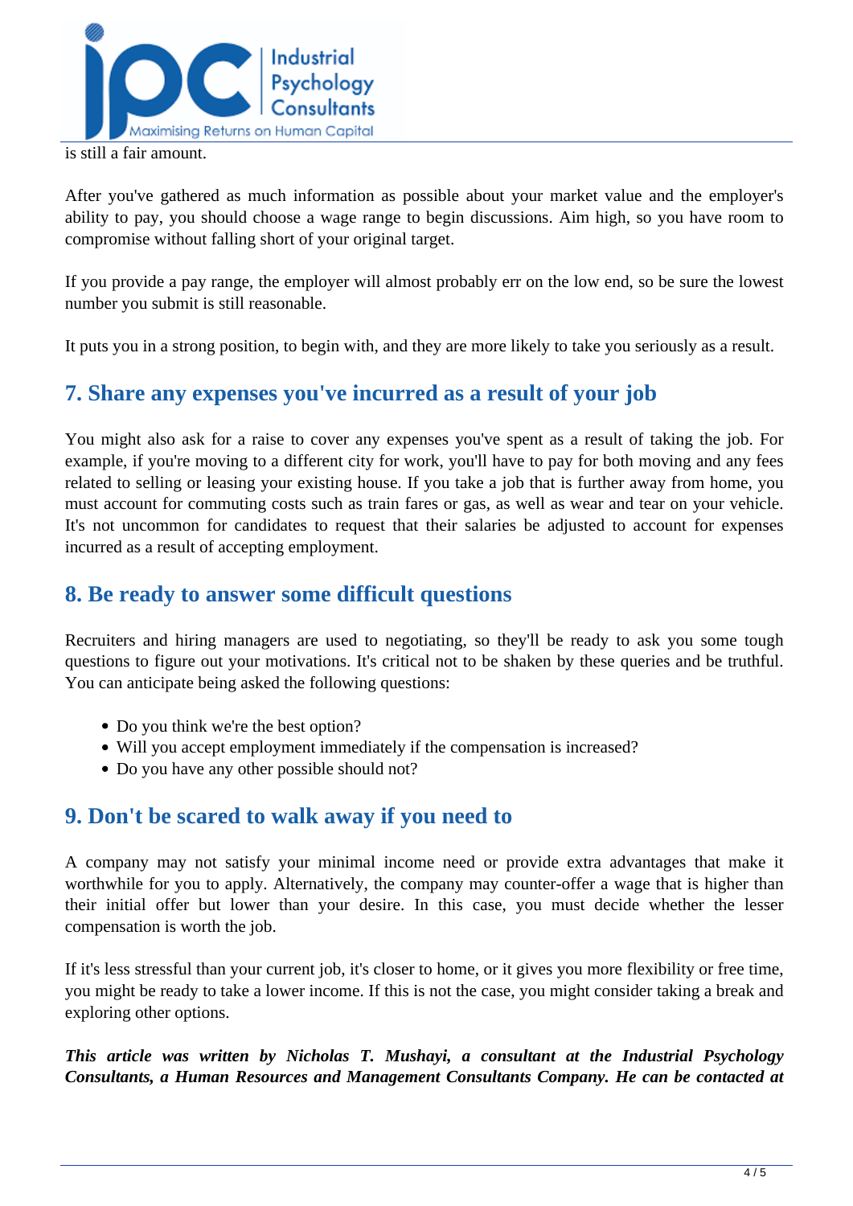is still a fair amount.

After you've gathered as much information as possible about your market value and the employer's ability to pay, you should choose a wage range to begin discussions. Aim high, so you have room to compromise without falling short of your original target.

If you provide a pay range, the employer will almost probably err on the low end, so be sure the lowest number you submit is still reasonable.

It puts you in a strong position, to begin with, and they are more likely to take you seriously as a result.

## 7. Share any expenses you've incurred as a result of your job

You might also ask for a raise to cover any expenses you've spent as a result of taking the job. For example, if you're moving to a different city for work, you'll have to pay for both moving and any fees related to selling or leasing your existing house. If you take a job that is further away from home, you must account for commuting costs such as train fares or gas, as well as wear and tear on your vehicle. It's not uncommon for candidates to request that their salaries be adjusted to account for expenses incurred as a result of accepting employment.

## 8. Be ready to answer some difficult questions

Recruiters and hiring managers are used to negotiating, so they'll be ready to ask you some tough questions to figure out your motivations. It's critical not to be shaken by these queries and be truthful. You can anticipate being asked the following questions:

- Do you think we're the best option?
- Will you accept employment immediately if the compensation is increased?
- Do you have any other possible should not?

## 9. Don't be scared to walk away if you need to

A company may not satisfy your minimal income need or provide extra advantages that make it worthwhile for you to apply. Alternatively, the company may counter-offer a wage that is higher than their initial offer but lower than your desire. In this case, you must decide whether the lesser compensation is worth the job.

If it's less stressful than your current job, it's closer to home, or it gives you more flexibility or free time, you might be ready to take a lower income. If this is not the case, you might consider taking a break and exploring other options.

***This article was written by Nicholas T. Mushayi, a consultant at the Industrial Psychology Consultants, a Human Resources and Management Consultants Company. He can be contacted at***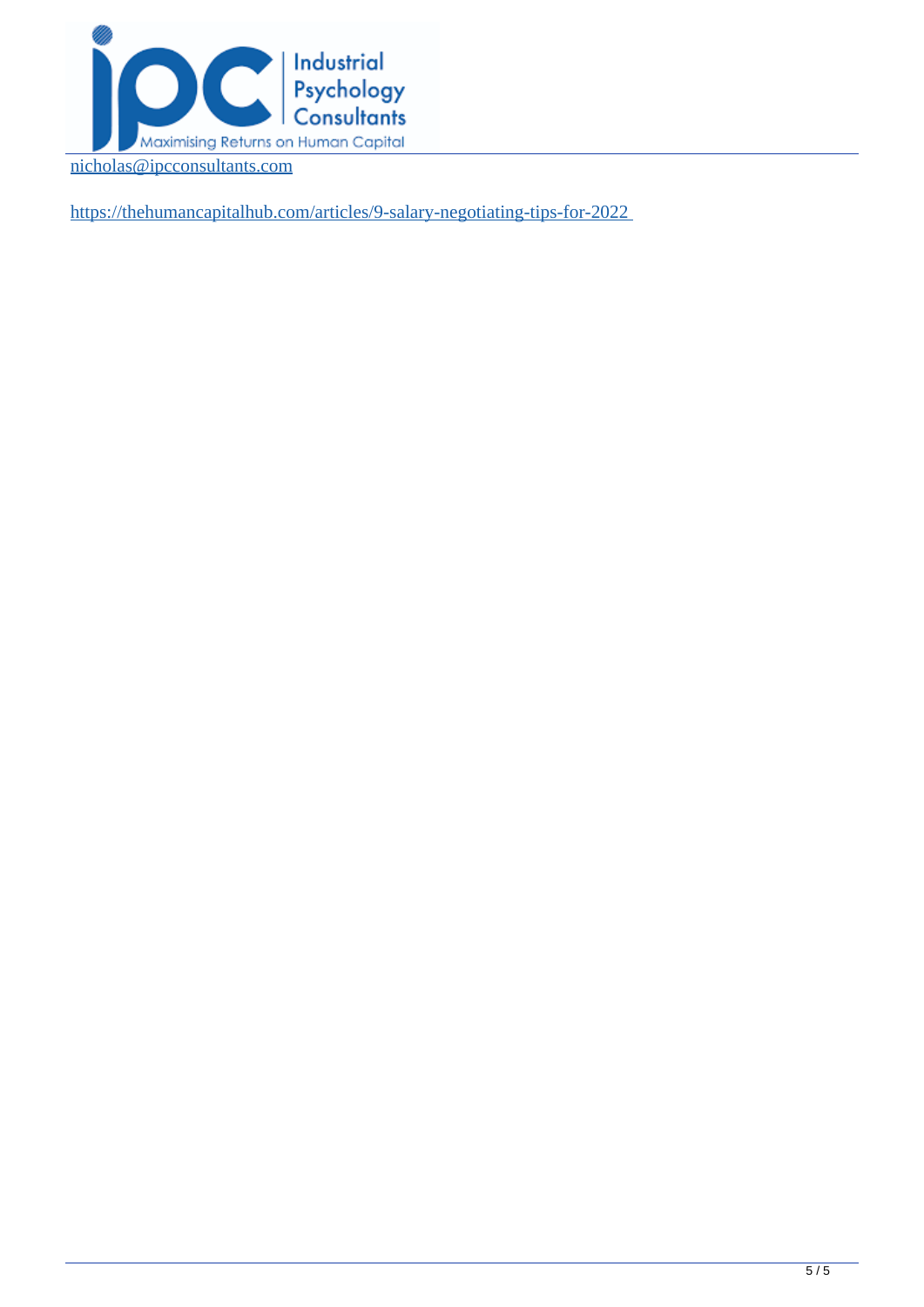nicholas@ipcconsultants.com

https://thehumancapitalhub.com/articles/9-salary-negotiating-tips-for-2022